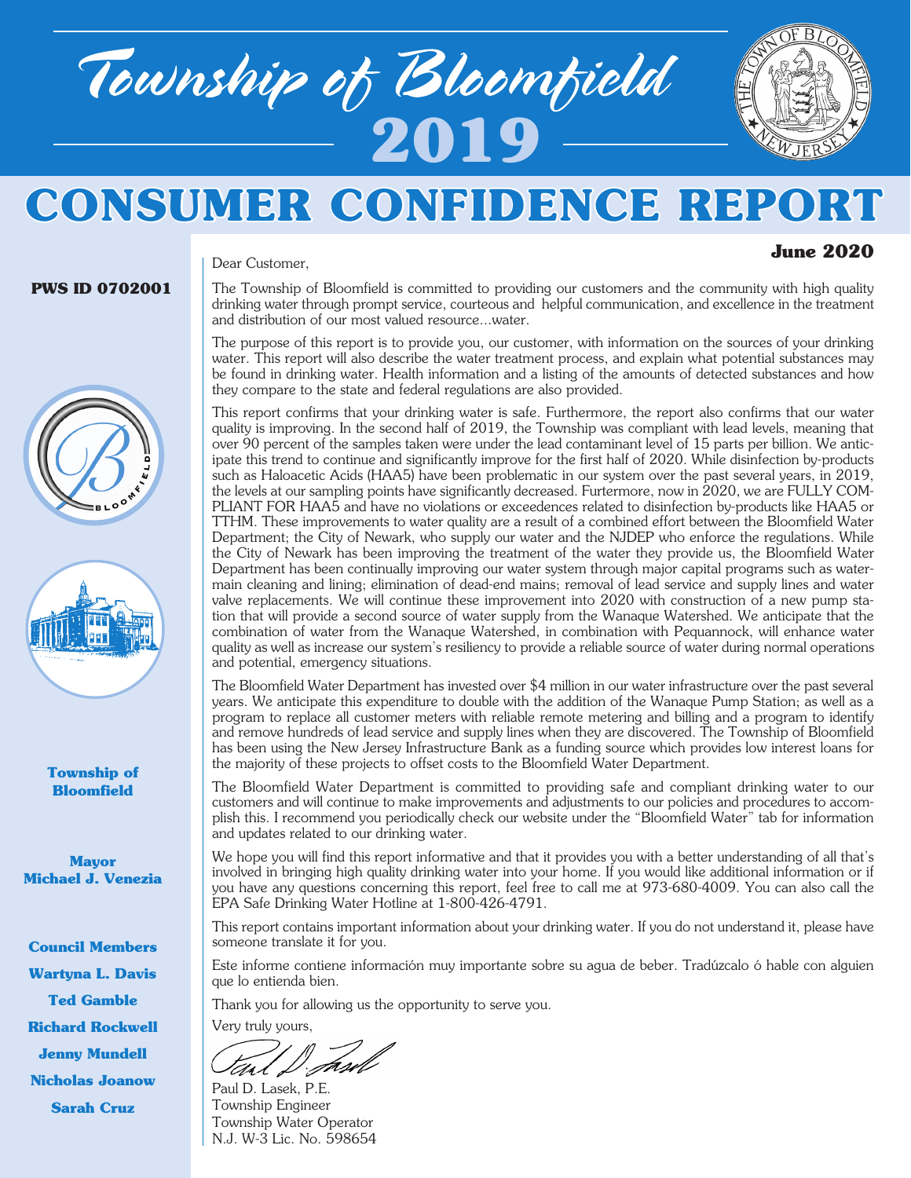# Township of Bloomfield 2019

# CONSUMER CONFIDENCE REPORT

**June 2020**

**PWS ID 0702001**

**Township of Bloomfield**

**Mayor**
**Michael J. Venezia**

**Council Members**
**Wartyna L. Davis**
**Ted Gamble**
**Richard Rockwell**
**Jenny Mundell**
**Nicholas Joanow**
**Sarah Cruz**

Dear Customer,

The Township of Bloomfield is committed to providing our customers and the community with high quality drinking water through prompt service, courteous and helpful communication, and excellence in the treatment and distribution of our most valued resource...water.

The purpose of this report is to provide you, our customer, with information on the sources of your drinking water. This report will also describe the water treatment process, and explain what potential substances may be found in drinking water. Health information and a listing of the amounts of detected substances and how they compare to the state and federal regulations are also provided.

This report confirms that your drinking water is safe. Furthermore, the report also confirms that our water quality is improving. In the second half of 2019, the Township was compliant with lead levels, meaning that over 90 percent of the samples taken were under the lead contaminant level of 15 parts per billion. We anticipate this trend to continue and significantly improve for the first half of 2020. While disinfection by-products such as Haloacetic Acids (HAA5) have been problematic in our system over the past several years, in 2019, the levels at our sampling points have significantly decreased. Furtermore, now in 2020, we are FULLY COMPLIANT FOR HAA5 and have no violations or exceedences related to disinfection by-products like HAA5 or TTHM. These improvements to water quality are a result of a combined effort between the Bloomfield Water Department; the City of Newark, who supply our water and the NJDEP who enforce the regulations. While the City of Newark has been improving the treatment of the water they provide us, the Bloomfield Water Department has been continually improving our water system through major capital programs such as watermain cleaning and lining; elimination of dead-end mains; removal of lead service and supply lines and water valve replacements. We will continue these improvement into 2020 with construction of a new pump station that will provide a second source of water supply from the Wanaque Watershed. We anticipate that the combination of water from the Wanaque Watershed, in combination with Pequannock, will enhance water quality as well as increase our system's resiliency to provide a reliable source of water during normal operations and potential, emergency situations.

The Bloomfield Water Department has invested over $4 million in our water infrastructure over the past several years. We anticipate this expenditure to double with the addition of the Wanaque Pump Station; as well as a program to replace all customer meters with reliable remote metering and billing and a program to identify and remove hundreds of lead service and supply lines when they are discovered. The Township of Bloomfield has been using the New Jersey Infrastructure Bank as a funding source which provides low interest loans for the majority of these projects to offset costs to the Bloomfield Water Department.

The Bloomfield Water Department is committed to providing safe and compliant drinking water to our customers and will continue to make improvements and adjustments to our policies and procedures to accomplish this. I recommend you periodically check our website under the "Bloomfield Water" tab for information and updates related to our drinking water.

We hope you will find this report informative and that it provides you with a better understanding of all that's involved in bringing high quality drinking water into your home. If you would like additional information or if you have any questions concerning this report, feel free to call me at 973-680-4009. You can also call the EPA Safe Drinking Water Hotline at 1-800-426-4791.

This report contains important information about your drinking water. If you do not understand it, please have someone translate it for you.

Este informe contiene información muy importante sobre su agua de beber. Tradúzcalo ó hable con alguien que lo entienda bien.

Thank you for allowing us the opportunity to serve you.

Very truly yours,

Paul D. Lasek, P.E.
Township Engineer
Township Water Operator
N.J. W-3 Lic. No. 598654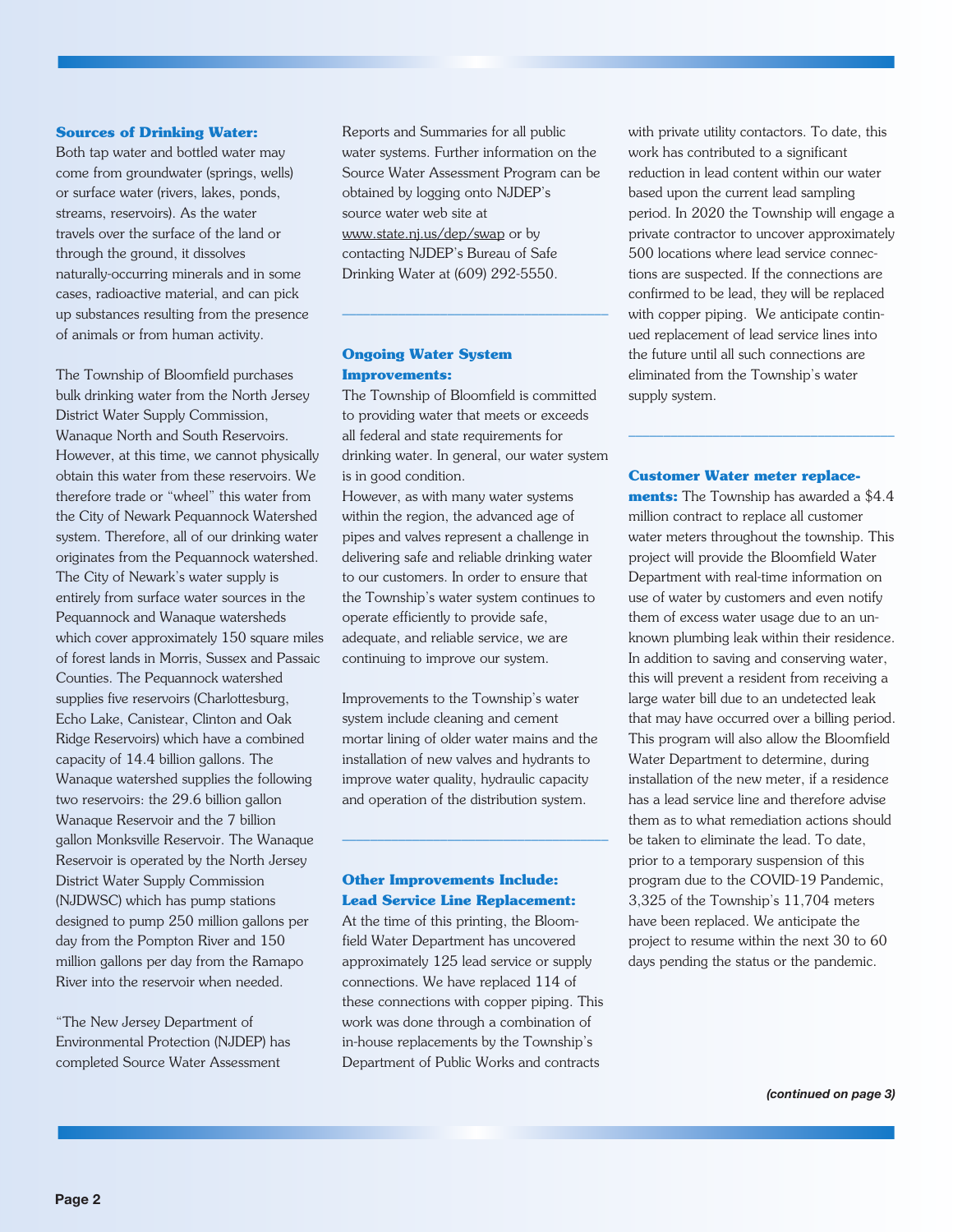### Sources of Drinking Water:

Both tap water and bottled water may come from groundwater (springs, wells) or surface water (rivers, lakes, ponds, streams, reservoirs). As the water travels over the surface of the land or through the ground, it dissolves naturally-occurring minerals and in some cases, radioactive material, and can pick up substances resulting from the presence of animals or from human activity.

The Township of Bloomfield purchases bulk drinking water from the North Jersey District Water Supply Commission, Wanaque North and South Reservoirs. However, at this time, we cannot physically obtain this water from these reservoirs. We therefore trade or "wheel" this water from the City of Newark Pequannock Watershed system. Therefore, all of our drinking water originates from the Pequannock watershed. The City of Newark's water supply is entirely from surface water sources in the Pequannock and Wanaque watersheds which cover approximately 150 square miles of forest lands in Morris, Sussex and Passaic Counties. The Pequannock watershed supplies five reservoirs (Charlottesburg, Echo Lake, Canistear, Clinton and Oak Ridge Reservoirs) which have a combined capacity of 14.4 billion gallons. The Wanaque watershed supplies the following two reservoirs: the 29.6 billion gallon Wanaque Reservoir and the 7 billion gallon Monksville Reservoir. The Wanaque Reservoir is operated by the North Jersey District Water Supply Commission (NJDWSC) which has pump stations designed to pump 250 million gallons per day from the Pompton River and 150 million gallons per day from the Ramapo River into the reservoir when needed.

"The New Jersey Department of Environmental Protection (NJDEP) has completed Source Water Assessment Reports and Summaries for all public water systems. Further information on the Source Water Assessment Program can be obtained by logging onto NJDEP's source water web site at www.state.nj.us/dep/swap or by contacting NJDEP's Bureau of Safe Drinking Water at (609) 292-5550.

---

### Ongoing Water System Improvements:

The Township of Bloomfield is committed to providing water that meets or exceeds all federal and state requirements for drinking water. In general, our water system is in good condition.
However, as with many water systems within the region, the advanced age of pipes and valves represent a challenge in delivering safe and reliable drinking water to our customers. In order to ensure that the Township's water system continues to operate efficiently to provide safe, adequate, and reliable service, we are continuing to improve our system.

Improvements to the Township's water system include cleaning and cement mortar lining of older water mains and the installation of new valves and hydrants to improve water quality, hydraulic capacity and operation of the distribution system.

---

### Other Improvements Include: Lead Service Line Replacement:

At the time of this printing, the Bloomfield Water Department has uncovered approximately 125 lead service or supply connections. We have replaced 114 of these connections with copper piping. This work was done through a combination of in-house replacements by the Township's Department of Public Works and contracts with private utility contactors. To date, this work has contributed to a significant reduction in lead content within our water based upon the current lead sampling period. In 2020 the Township will engage a private contractor to uncover approximately 500 locations where lead service connections are suspected. If the connections are confirmed to be lead, they will be replaced with copper piping. We anticipate continued replacement of lead service lines into the future until all such connections are eliminated from the Township's water supply system.

---

**Customer Water meter replacements:** The Township has awarded a $4.4 million contract to replace all customer water meters throughout the township. This project will provide the Bloomfield Water Department with real-time information on use of water by customers and even notify them of excess water usage due to an unknown plumbing leak within their residence. In addition to saving and conserving water, this will prevent a resident from receiving a large water bill due to an undetected leak that may have occurred over a billing period. This program will also allow the Bloomfield Water Department to determine, during installation of the new meter, if a residence has a lead service line and therefore advise them as to what remediation actions should be taken to eliminate the lead. To date, prior to a temporary suspension of this program due to the COVID-19 Pandemic, 3,325 of the Township's 11,704 meters have been replaced. We anticipate the project to resume within the next 30 to 60 days pending the status or the pandemic.

***(continued on page 3)***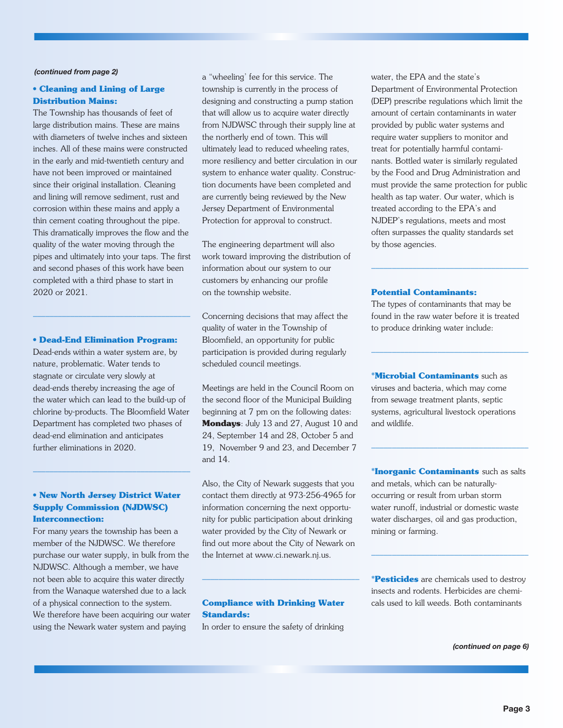*(continued from page 2)*

**• Cleaning and Lining of Large Distribution Mains:**

The Township has thousands of feet of large distribution mains. These are mains with diameters of twelve inches and sixteen inches. All of these mains were constructed in the early and mid-twentieth century and have not been improved or maintained since their original installation. Cleaning and lining will remove sediment, rust and corrosion within these mains and apply a thin cement coating throughout the pipe. This dramatically improves the flow and the quality of the water moving through the pipes and ultimately into your taps. The first and second phases of this work have been completed with a third phase to start in 2020 or 2021.

---

**• Dead-End Elimination Program:**

Dead-ends within a water system are, by nature, problematic. Water tends to stagnate or circulate very slowly at dead-ends thereby increasing the age of the water which can lead to the build-up of chlorine by-products. The Bloomfield Water Department has completed two phases of dead-end elimination and anticipates further eliminations in 2020.

---

**• New North Jersey District Water Supply Commission (NJDWSC) Interconnection:**

For many years the township has been a member of the NJDWSC. We therefore purchase our water supply, in bulk from the NJDWSC. Although a member, we have not been able to acquire this water directly from the Wanaque watershed due to a lack of a physical connection to the system. We therefore have been acquiring our water using the Newark water system and paying a "wheeling' fee for this service. The township is currently in the process of designing and constructing a pump station that will allow us to acquire water directly from NJDWSC through their supply line at the northerly end of town. This will ultimately lead to reduced wheeling rates, more resiliency and better circulation in our system to enhance water quality. Construction documents have been completed and are currently being reviewed by the New Jersey Department of Environmental Protection for approval to construct.

The engineering department will also work toward improving the distribution of information about our system to our customers by enhancing our profile on the township website.

Concerning decisions that may affect the quality of water in the Township of Bloomfield, an opportunity for public participation is provided during regularly scheduled council meetings.

Meetings are held in the Council Room on the second floor of the Municipal Building beginning at 7 pm on the following dates: **Mondays**: July 13 and 27, August 10 and 24, September 14 and 28, October 5 and 19, November 9 and 23, and December 7 and 14.

Also, the City of Newark suggests that you contact them directly at 973-256-4965 for information concerning the next opportunity for public participation about drinking water provided by the City of Newark or find out more about the City of Newark on the Internet at www.ci.newark.nj.us.

---

**Compliance with Drinking Water Standards:**

In order to ensure the safety of drinking water, the EPA and the state's Department of Environmental Protection (DEP) prescribe regulations which limit the amount of certain contaminants in water provided by public water systems and require water suppliers to monitor and treat for potentially harmful contaminants. Bottled water is similarly regulated by the Food and Drug Administration and must provide the same protection for public health as tap water. Our water, which is treated according to the EPA's and NJDEP's regulations, meets and most often surpasses the quality standards set by those agencies.

---

**Potential Contaminants:**

The types of contaminants that may be found in the raw water before it is treated to produce drinking water include:

---

***Microbial Contaminants** such as viruses and bacteria, which may come from sewage treatment plants, septic systems, agricultural livestock operations and wildlife.

---

***Inorganic Contaminants** such as salts and metals, which can be naturally-occurring or result from urban storm water runoff, industrial or domestic waste water discharges, oil and gas production, mining or farming.

---

***Pesticides** are chemicals used to destroy insects and rodents. Herbicides are chemicals used to kill weeds. Both contaminants

*(continued on page 6)*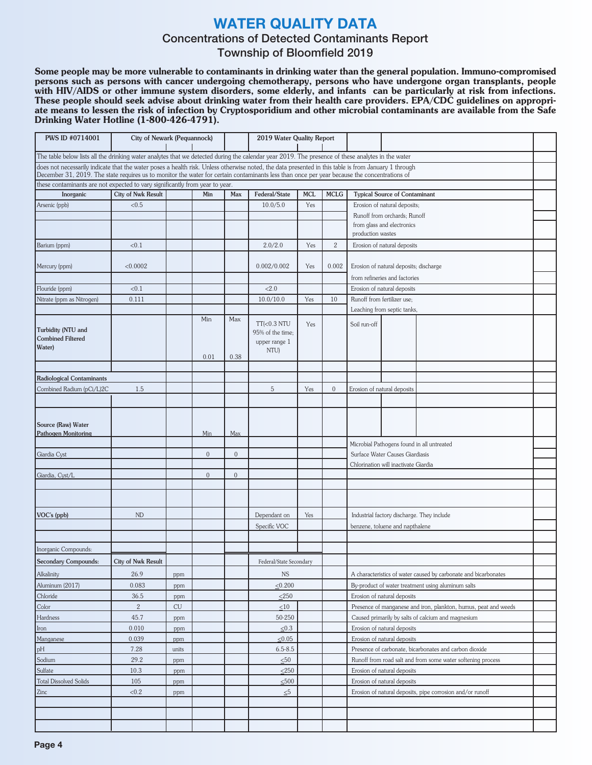# WATER QUALITY DATA

## Concentrations of Detected Contaminants Report

## Township of Bloomfield 2019

**Some people may be more vulnerable to contaminants in drinking water than the general population. Immuno-compromised persons such as persons with cancer undergoing chemotherapy, persons who have undergone organ transplants, people with HIV/AIDS or other immune system disorders, some elderly, and infants can be particularly at risk from infections. These people should seek advise about drinking water from their health care providers. EPA/CDC guidelines on appropriate means to lessen the risk of infection by Cryptosporidium and other microbial contaminants are available from the Safe Drinking Water Hotline (1-800-426-4791).**

| PWS ID #0714001 | City of Newark (Pequannock) | | | | 2019 Water Quality Report | | | |
|---|---|---|---|---|---|---|---|---|

The table below lists all the drinking water analytes that we detected during the calendar year 2019. The presence of these analytes in the water does not necessarily indicate that the water poses a health risk. Unless otherwise noted, the data presented in this table is from January 1 through December 31, 2019. The state requires us to monitor the water for certain contaminants less than once per year because the concentrations of these contaminants are not expected to vary significantly from year to year.

| Inorganic | City of Nwk Result | | Min | Max | Federal/State | MCL | MCLG | Typical Source of Contaminant |
|---|---|---|---|---|---|---|---|---|
| Arsenic (ppb) | <0.5 | | | | 10.0/5.0 | Yes | | Erosion of natural deposits; Runoff from orchards; Runoff from glass and electronics production wastes |
| Barium (ppm) | <0.1 | | | | 2.0/2.0 | Yes | 2 | Erosion of natural deposits |
| Mercury (ppm) | <0.0002 | | | | 0.002/0.002 | Yes | 0.002 | Erosion of natural deposits; discharge from refineries and factories |
| Flouride (ppm) | <0.1 | | | | <2.0 | | | Erosion of natural deposits |
| Nitrate (ppm as Nitrogen) | 0.111 | | | | 10.0/10.0 | Yes | 10 | Runoff from fertilizer use; Leaching from septic tanks, |
| Turbidity (NTU and Combined Filtered Water) | | | Min 0.01 | Max 0.38 | TT(<0.3 NTU 95% of the time; upper range 1 NTU) | Yes | | Soil run-off |
| **Radiological Contaminants** | | | | | | | | |
| Combined Radium (pCi/L)2C | 1.5 | | | | 5 | Yes | 0 | Erosion of natural deposits |
| **Source (Raw) Water Pathogen Monitoring** | | | Min | Max | | | | Microbial Pathogens found in all untreated Surface Water Causes Giardiasis Chlorination will inactivate Giardia |
| Giardia Cyst | | | 0 | 0 | | | | |
| Giardia, Cyst/L | | | 0 | 0 | | | | |
| **VOC's (ppb)** | ND | | | | Dependant on Specific VOC | Yes | | Industrial factory discharge. They include benzene, toluene and napthalene |
| Inorganic Compounds: | | | | | | | | |

| Secondary Compounds: | City of Nwk Result | | Federal/State Secondary | |
|---|---|---|---|---|
| Alkalinity | 26.9 | ppm | NS | A characteristics of water caused by carbonate and bicarbonates |
| Aluminum (2017) | 0.083 | ppm | ≤0.200 | By-product of water treatment using aluminum salts |
| Chloride | 36.5 | ppm | ≤250 | Erosion of natural deposits |
| Color | 2 | CU | ≤10 | Presence of manganese and iron, plankton, humus, peat and weeds |
| Hardness | 45.7 | ppm | 50-250 | Caused primarily by salts of calcium and magnesium |
| Iron | 0.010 | ppm | ≤0.3 | Erosion of natural deposits |
| Manganese | 0.039 | ppm | ≤0.05 | Erosion of natural deposits |
| pH | 7.28 | units | 6.5-8.5 | Presence of carbonate, bicarbonates and carbon dioxide |
| Sodium | 29.2 | ppm | ≤50 | Runoff from road salt and from some water softening process |
| Sulfate | 10.3 | ppm | ≤250 | Erosion of natural deposits |
| Total Dissolved Solids | 105 | ppm | ≤500 | Erosion of natural deposits |
| Zinc | <0.2 | ppm | ≤5 | Erosion of natural deposits, pipe corrosion and/or runoff |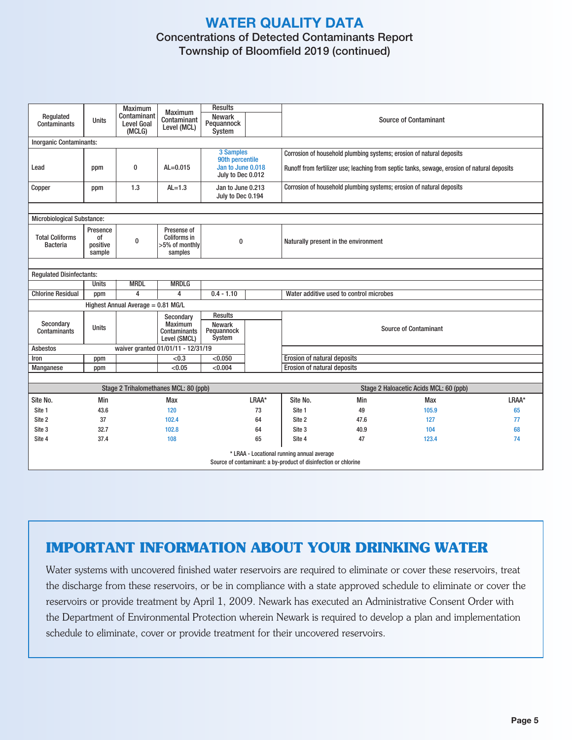# WATER QUALITY DATA

## Concentrations of Detected Contaminants Report
## Township of Bloomfield 2019 (continued)

| Regulated Contaminants | Units | Maximum Contaminant Level Goal (MCLG) | Maximum Contaminant Level (MCL) | Results: Newark Pequannock System | Source of Contaminant |
|---|---|---|---|---|---|
| **Inorganic Contaminants:** | | | | | |
| Lead | ppm | 0 | AL=0.015 | 3 Samples 90th percentile Jan to June 0.018 July to Dec 0.012 | Corrosion of household plumbing systems; erosion of natural deposits<br>Runoff from fertilizer use; leaching from septic tanks, sewage, erosion of natural deposits |
| Copper | ppm | 1.3 | AL=1.3 | Jan to June 0.213 July to Dec 0.194 | Corrosion of household plumbing systems; erosion of natural deposits |
| **Microbiological Substance:** | | | | | |
| Total Coliforms Bacteria | Presence of positive sample | 0 | Presense of Coliforms in >5% of monthly samples | 0 | Naturally present in the environment |
| **Regulated Disinfectants:** | | | | | |
| | Units | MRDL | MRDLG | | |
| Chlorine Residual | ppm | 4 | 4 | 0.4 - 1.10 | Water additive used to control microbes |
| | Highest Annual Average = 0.81 MG/L | | | | |

| Secondary Contaminants | Units | | Secondary Maximum Contaminants Level (SMCL) | Results: Newark Pequannock System | Source of Contaminant |
|---|---|---|---|---|---|
| Asbestos | | waiver granted 01/01/11 - 12/31/19 | | | |
| Iron | ppm | | <0.3 | <0.050 | Erosion of natural deposits |
| Manganese | ppm | | <0.05 | <0.004 | Erosion of natural deposits |

| Stage 2 Trihalomethanes MCL: 80 (ppb) | | | | Stage 2 Haloacetic Acids MCL: 60 (ppb) | | | |
|---|---|---|---|---|---|---|---|
| Site No. | Min | Max | LRAA* | Site No. | Min | Max | LRAA* |
| Site 1 | 43.6 | 120 | 73 | Site 1 | 49 | 105.9 | 65 |
| Site 2 | 37 | 102.4 | 64 | Site 2 | 47.6 | 127 | 77 |
| Site 3 | 32.7 | 102.8 | 64 | Site 3 | 40.9 | 104 | 68 |
| Site 4 | 37.4 | 108 | 65 | Site 4 | 47 | 123.4 | 74 |

\* LRAA - Locational running annual average

Source of contaminant: a by-product of disinfection or chlorine

## IMPORTANT INFORMATION ABOUT YOUR DRINKING WATER

Water systems with uncovered finished water reservoirs are required to eliminate or cover these reservoirs, treat the discharge from these reservoirs, or be in compliance with a state approved schedule to eliminate or cover the reservoirs or provide treatment by April 1, 2009. Newark has executed an Administrative Consent Order with the Department of Environmental Protection wherein Newark is required to develop a plan and implementation schedule to eliminate, cover or provide treatment for their uncovered reservoirs.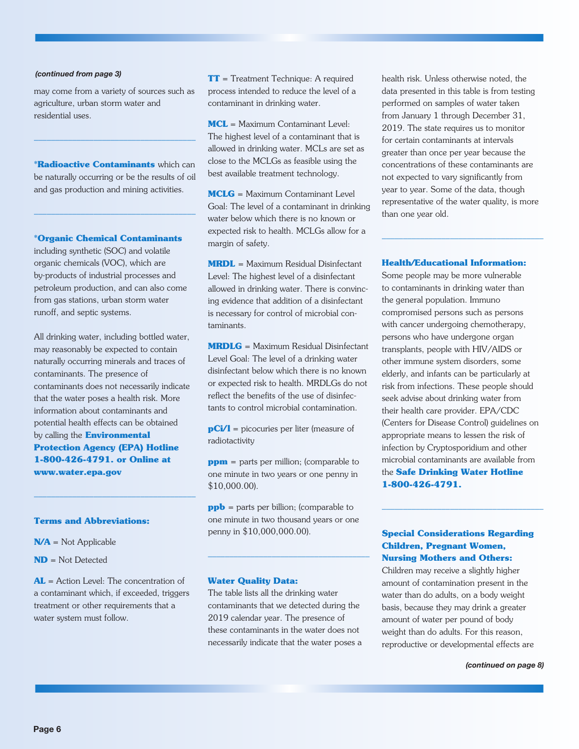*(continued from page 3)*

may come from a variety of sources such as agriculture, urban storm water and residential uses.

---

**\*Radioactive Contaminants** which can be naturally occurring or be the results of oil and gas production and mining activities.

---

**\*Organic Chemical Contaminants** including synthetic (SOC) and volatile organic chemicals (VOC), which are by-products of industrial processes and petroleum production, and can also come from gas stations, urban storm water runoff, and septic systems.

All drinking water, including bottled water, may reasonably be expected to contain naturally occurring minerals and traces of contaminants. The presence of contaminants does not necessarily indicate that the water poses a health risk. More information about contaminants and potential health effects can be obtained by calling the **Environmental Protection Agency (EPA) Hotline 1-800-426-4791. or Online at www.water.epa.gov**

---

### Terms and Abbreviations:

**N/A** = Not Applicable

**ND** = Not Detected

**AL** = Action Level: The concentration of a contaminant which, if exceeded, triggers treatment or other requirements that a water system must follow.

**TT** = Treatment Technique: A required process intended to reduce the level of a contaminant in drinking water.

**MCL** = Maximum Contaminant Level: The highest level of a contaminant that is allowed in drinking water. MCLs are set as close to the MCLGs as feasible using the best available treatment technology.

**MCLG** = Maximum Contaminant Level Goal: The level of a contaminant in drinking water below which there is no known or expected risk to health. MCLGs allow for a margin of safety.

**MRDL** = Maximum Residual Disinfectant Level: The highest level of a disinfectant allowed in drinking water. There is convincing evidence that addition of a disinfectant is necessary for control of microbial contaminants.

**MRDLG** = Maximum Residual Disinfectant Level Goal: The level of a drinking water disinfectant below which there is no known or expected risk to health. MRDLGs do not reflect the benefits of the use of disinfectants to control microbial contamination.

**pCi/l** = picocuries per liter (measure of radiotactivity

**ppm** = parts per million; (comparable to one minute in two years or one penny in $10,000.00).

**ppb** = parts per billion; (comparable to one minute in two thousand years or one penny in $10,000,000.00).

---

### Water Quality Data:

The table lists all the drinking water contaminants that we detected during the 2019 calendar year. The presence of these contaminants in the water does not necessarily indicate that the water poses a health risk. Unless otherwise noted, the data presented in this table is from testing performed on samples of water taken from January 1 through December 31, 2019. The state requires us to monitor for certain contaminants at intervals greater than once per year because the concentrations of these contaminants are not expected to vary significantly from year to year. Some of the data, though representative of the water quality, is more than one year old.

---

### Health/Educational Information:

Some people may be more vulnerable to contaminants in drinking water than the general population. Immuno compromised persons such as persons with cancer undergoing chemotherapy, persons who have undergone organ transplants, people with HIV/AIDS or other immune system disorders, some elderly, and infants can be particularly at risk from infections. These people should seek advise about drinking water from their health care provider. EPA/CDC (Centers for Disease Control) guidelines on appropriate means to lessen the risk of infection by Cryptosporidium and other microbial contaminants are available from the **Safe Drinking Water Hotline 1-800-426-4791.**

---

### Special Considerations Regarding Children, Pregnant Women, Nursing Mothers and Others:

Children may receive a slightly higher amount of contamination present in the water than do adults, on a body weight basis, because they may drink a greater amount of water per pound of body weight than do adults. For this reason, reproductive or developmental effects are

*(continued on page 8)*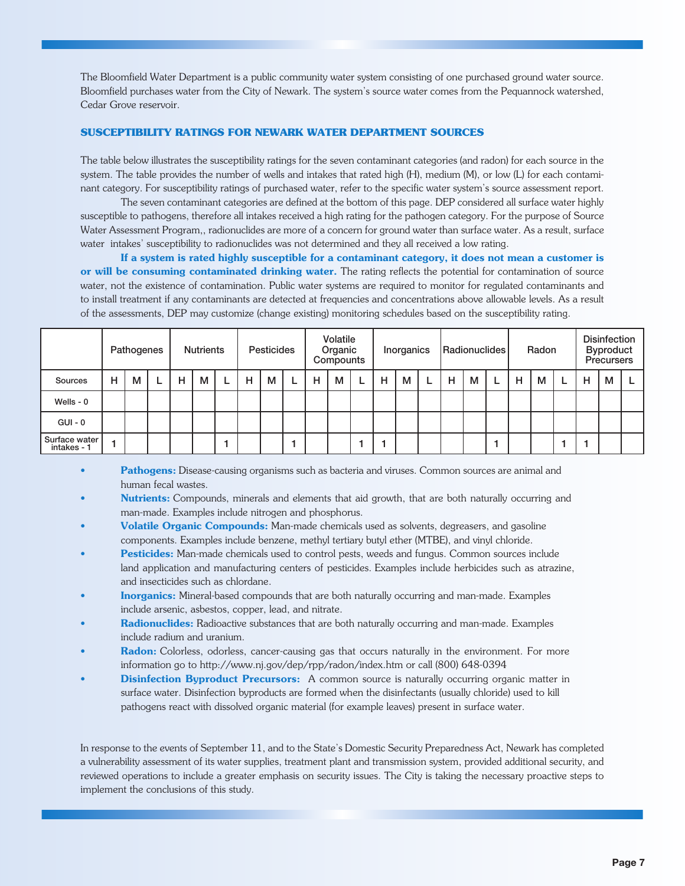The Bloomfield Water Department is a public community water system consisting of one purchased ground water source. Bloomfield purchases water from the City of Newark. The system's source water comes from the Pequannock watershed, Cedar Grove reservoir.

### SUSCEPTIBILITY RATINGS FOR NEWARK WATER DEPARTMENT SOURCES

The table below illustrates the susceptibility ratings for the seven contaminant categories (and radon) for each source in the system. The table provides the number of wells and intakes that rated high (H), medium (M), or low (L) for each contaminant category. For susceptibility ratings of purchased water, refer to the specific water system's source assessment report.

The seven contaminant categories are defined at the bottom of this page. DEP considered all surface water highly susceptible to pathogens, therefore all intakes received a high rating for the pathogen category. For the purpose of Source Water Assessment Program,, radionuclides are more of a concern for ground water than surface water. As a result, surface water intakes' susceptibility to radionuclides was not determined and they all received a low rating.

**If a system is rated highly susceptible for a contaminant category, it does not mean a customer is or will be consuming contaminated drinking water.** The rating reflects the potential for contamination of source water, not the existence of contamination. Public water systems are required to monitor for regulated contaminants and to install treatment if any contaminants are detected at frequencies and concentrations above allowable levels. As a result of the assessments, DEP may customize (change existing) monitoring schedules based on the susceptibility rating.

| | Pathogenes | | | Nutrients | | | Pesticides | | | Volatile Organic Compounds | | | Inorganics | | | Radionuclides | | | Radon | | | Disinfection Byproduct Precursers | | |
|---|---|---|---|---|---|---|---|---|---|---|---|---|---|---|---|---|---|---|---|---|---|---|---|---|
| Sources | H | M | L | H | M | L | H | M | L | H | M | L | H | M | L | H | M | L | H | M | L | H | M | L |
| Wells - 0 | | | | | | | | | | | | | | | | | | | | | | | | |
| GUI - 0 | | | | | | | | | | | | | | | | | | | | | | | | |
| Surface water intakes - 1 | 1 | | | | | 1 | | | 1 | | | 1 | 1 | | | | | 1 | | | 1 | 1 | | |

- **Pathogens:** Disease-causing organisms such as bacteria and viruses. Common sources are animal and human fecal wastes.
- **Nutrients:** Compounds, minerals and elements that aid growth, that are both naturally occurring and man-made. Examples include nitrogen and phosphorus.
- **Volatile Organic Compounds:** Man-made chemicals used as solvents, degreasers, and gasoline components. Examples include benzene, methyl tertiary butyl ether (MTBE), and vinyl chloride.
- **Pesticides:** Man-made chemicals used to control pests, weeds and fungus. Common sources include land application and manufacturing centers of pesticides. Examples include herbicides such as atrazine, and insecticides such as chlordane.
- **Inorganics:** Mineral-based compounds that are both naturally occurring and man-made. Examples include arsenic, asbestos, copper, lead, and nitrate.
- **Radionuclides:** Radioactive substances that are both naturally occurring and man-made. Examples include radium and uranium.
- **Radon:** Colorless, odorless, cancer-causing gas that occurs naturally in the environment. For more information go to http://www.nj.gov/dep/rpp/radon/index.htm or call (800) 648-0394
- **Disinfection Byproduct Precursors:** A common source is naturally occurring organic matter in surface water. Disinfection byproducts are formed when the disinfectants (usually chloride) used to kill pathogens react with dissolved organic material (for example leaves) present in surface water.

In response to the events of September 11, and to the State's Domestic Security Preparedness Act, Newark has completed a vulnerability assessment of its water supplies, treatment plant and transmission system, provided additional security, and reviewed operations to include a greater emphasis on security issues. The City is taking the necessary proactive steps to implement the conclusions of this study.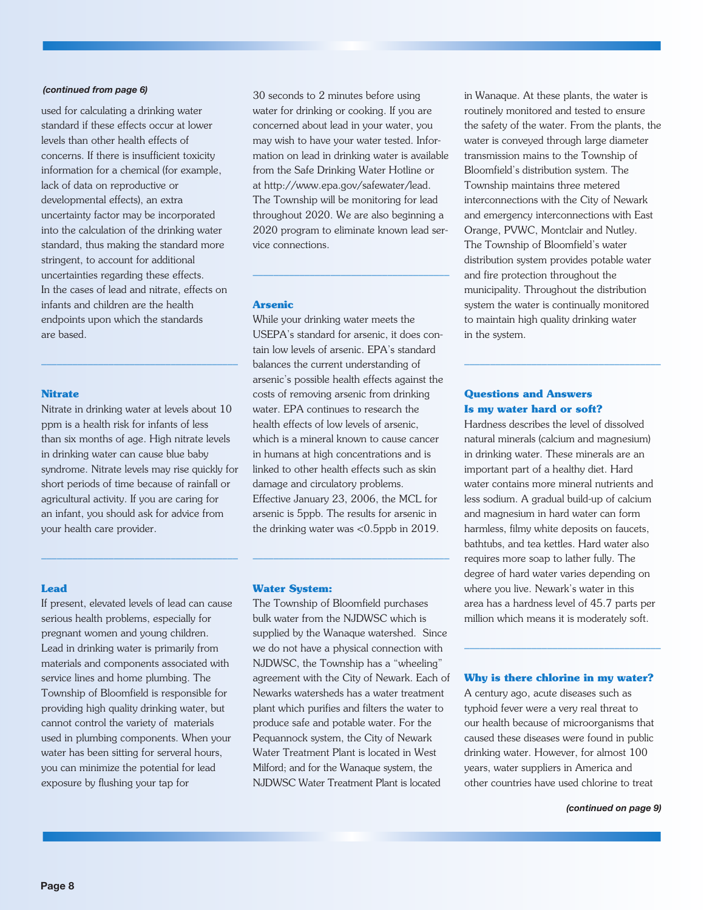*(continued from page 6)*

used for calculating a drinking water standard if these effects occur at lower levels than other health effects of concerns. If there is insufficient toxicity information for a chemical (for example, lack of data on reproductive or developmental effects), an extra uncertainty factor may be incorporated into the calculation of the drinking water standard, thus making the standard more stringent, to account for additional uncertainties regarding these effects. In the cases of lead and nitrate, effects on infants and children are the health endpoints upon which the standards are based.

---

### Nitrate

Nitrate in drinking water at levels about 10 ppm is a health risk for infants of less than six months of age. High nitrate levels in drinking water can cause blue baby syndrome. Nitrate levels may rise quickly for short periods of time because of rainfall or agricultural activity. If you are caring for an infant, you should ask for advice from your health care provider.

---

### Lead

If present, elevated levels of lead can cause serious health problems, especially for pregnant women and young children. Lead in drinking water is primarily from materials and components associated with service lines and home plumbing. The Township of Bloomfield is responsible for providing high quality drinking water, but cannot control the variety of materials used in plumbing components. When your water has been sitting for serveral hours, you can minimize the potential for lead exposure by flushing your tap for 30 seconds to 2 minutes before using water for drinking or cooking. If you are concerned about lead in your water, you may wish to have your water tested. Information on lead in drinking water is available from the Safe Drinking Water Hotline or at http://www.epa.gov/safewater/lead. The Township will be monitoring for lead throughout 2020. We are also beginning a 2020 program to eliminate known lead service connections.

---

### Arsenic

While your drinking water meets the USEPA's standard for arsenic, it does contain low levels of arsenic. EPA's standard balances the current understanding of arsenic's possible health effects against the costs of removing arsenic from drinking water. EPA continues to research the health effects of low levels of arsenic, which is a mineral known to cause cancer in humans at high concentrations and is linked to other health effects such as skin damage and circulatory problems. Effective January 23, 2006, the MCL for arsenic is 5ppb. The results for arsenic in the drinking water was <0.5ppb in 2019.

---

### Water System:

The Township of Bloomfield purchases bulk water from the NJDWSC which is supplied by the Wanaque watershed. Since we do not have a physical connection with NJDWSC, the Township has a "wheeling" agreement with the City of Newark. Each of Newarks watersheds has a water treatment plant which purifies and filters the water to produce safe and potable water. For the Pequannock system, the City of Newark Water Treatment Plant is located in West Milford; and for the Wanaque system, the NJDWSC Water Treatment Plant is located in Wanaque. At these plants, the water is routinely monitored and tested to ensure the safety of the water. From the plants, the water is conveyed through large diameter transmission mains to the Township of Bloomfield's distribution system. The Township maintains three metered interconnections with the City of Newark and emergency interconnections with East Orange, PVWC, Montclair and Nutley. The Township of Bloomfield's water distribution system provides potable water and fire protection throughout the municipality. Throughout the distribution system the water is continually monitored to maintain high quality drinking water in the system.

---

### Questions and Answers

### Is my water hard or soft?

Hardness describes the level of dissolved natural minerals (calcium and magnesium) in drinking water. These minerals are an important part of a healthy diet. Hard water contains more mineral nutrients and less sodium. A gradual build-up of calcium and magnesium in hard water can form harmless, filmy white deposits on faucets, bathtubs, and tea kettles. Hard water also requires more soap to lather fully. The degree of hard water varies depending on where you live. Newark's water in this area has a hardness level of 45.7 parts per million which means it is moderately soft.

---

### Why is there chlorine in my water?

A century ago, acute diseases such as typhoid fever were a very real threat to our health because of microorganisms that caused these diseases were found in public drinking water. However, for almost 100 years, water suppliers in America and other countries have used chlorine to treat

*(continued on page 9)*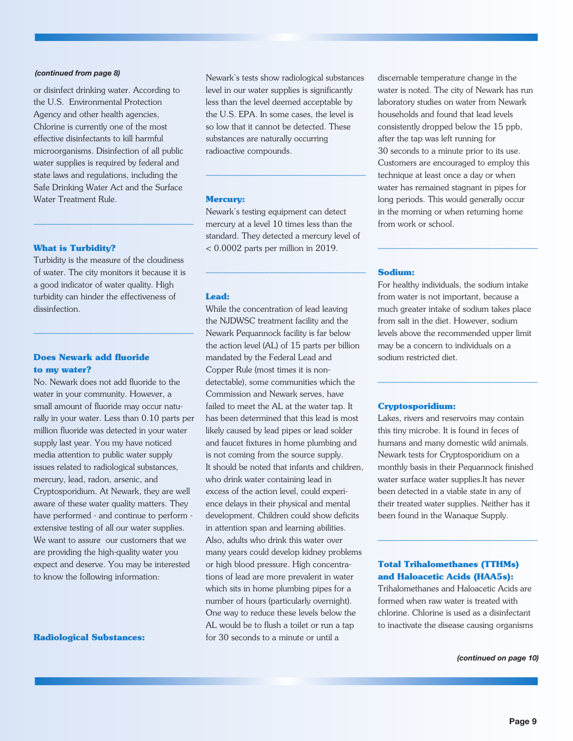*(continued from page 8)*

or disinfect drinking water. According to the U.S. Environmental Protection Agency and other health agencies, Chlorine is currently one of the most effective disinfectants to kill harmful microorganisms. Disinfection of all public water supplies is required by federal and state laws and regulations, including the Safe Drinking Water Act and the Surface Water Treatment Rule.

### What is Turbidity?

Turbidity is the measure of the cloudiness of water. The city monitors it because it is a good indicator of water quality. High turbidity can hinder the effectiveness of dissinfection.

### Does Newark add fluoride to my water?

No. Newark does not add fluoride to the water in your community. However, a small amount of fluoride may occur naturally in your water. Less than 0.10 parts per million fluoride was detected in your water supply last year. You my have noticed media attention to public water supply issues related to radiological substances, mercury, lead, radon, arsenic, and Cryptosporidium. At Newark, they are well aware of these water quality matters. They have performed - and continue to perform - extensive testing of all our water supplies. We want to assure our customers that we are providing the high-quality water you expect and deserve. You may be interested to know the following information:

### Radiological Substances:

Newark's tests show radiological substances level in our water supplies is significantly less than the level deemed acceptable by the U.S. EPA. In some cases, the level is so low that it cannot be detected. These substances are naturally occurring radioactive compounds.

### Mercury:

Newark's testing equipment can detect mercury at a level 10 times less than the standard. They detected a mercury level of < 0.0002 parts per million in 2019.

### Lead:

While the concentration of lead leaving the NJDWSC treatment facility and the Newark Pequannock facility is far below the action level (AL) of 15 parts per billion mandated by the Federal Lead and Copper Rule (most times it is non-detectable), some communities which the Commission and Newark serves, have failed to meet the AL at the water tap. It has been determined that this lead is most likely caused by lead pipes or lead solder and faucet fixtures in home plumbing and is not coming from the source supply. It should be noted that infants and children, who drink water containing lead in excess of the action level, could experience delays in their physical and mental development. Children could show deficits in attention span and learning abilities. Also, adults who drink this water over many years could develop kidney problems or high blood pressure. High concentrations of lead are more prevalent in water which sits in home plumbing pipes for a number of hours (particularly overnight). One way to reduce these levels below the AL would be to flush a toilet or run a tap for 30 seconds to a minute or until a discernable temperature change in the water is noted. The city of Newark has run laboratory studies on water from Newark households and found that lead levels consistently dropped below the 15 ppb, after the tap was left running for 30 seconds to a minute prior to its use. Customers are encouraged to employ this technique at least once a day or when water has remained stagnant in pipes for long periods. This would generally occur in the morning or when returning home from work or school.

### Sodium:

For healthy individuals, the sodium intake from water is not important, because a much greater intake of sodium takes place from salt in the diet. However, sodium levels above the recommended upper limit may be a concern to individuals on a sodium restricted diet.

### Cryptosporidium:

Lakes, rivers and reservoirs may contain this tiny microbe. It is found in feces of humans and many domestic wild animals. Newark tests for Cryptosporidium on a monthly basis in their Pequannock finished water surface water supplies.It has never been detected in a viable state in any of their treated water supplies. Neither has it been found in the Wanaque Supply.

### Total Trihalomethanes (TTHMs) and Haloacetic Acids (HAA5s):

Trihalomethanes and Haloacetic Acids are formed when raw water is treated with chlorine. Chlorine is used as a disinfectant to inactivate the disease causing organisms

*(continued on page 10)*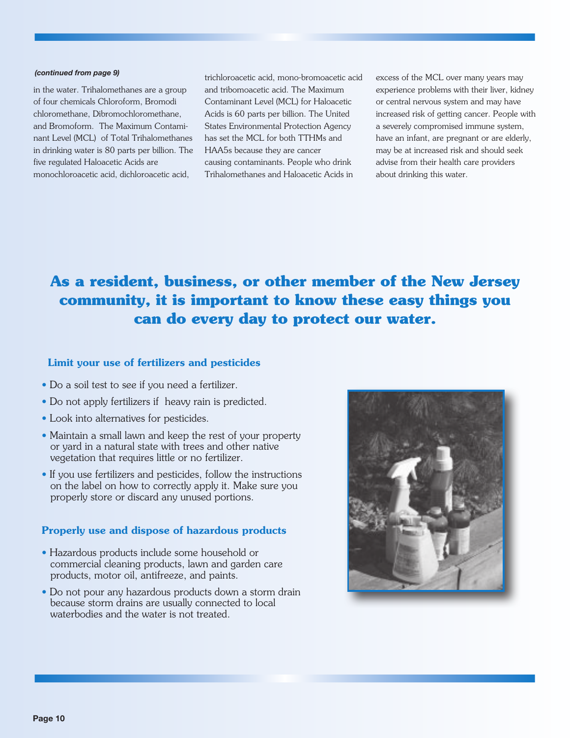*(continued from page 9)*

in the water. Trihalomethanes are a group of four chemicals Chloroform, Bromodi chloromethane, Dibromochloromethane, and Bromoform. The Maximum Contaminant Level (MCL) of Total Trihalomethanes in drinking water is 80 parts per billion. The five regulated Haloacetic Acids are monochloroacetic acid, dichloroacetic acid, trichloroacetic acid, mono-bromoacetic acid and tribomoacetic acid. The Maximum Contaminant Level (MCL) for Haloacetic Acids is 60 parts per billion. The United States Environmental Protection Agency has set the MCL for both TTHMs and HAA5s because they are cancer causing contaminants. People who drink Trihalomethanes and Haloacetic Acids in excess of the MCL over many years may experience problems with their liver, kidney or central nervous system and may have increased risk of getting cancer. People with a severely compromised immune system, have an infant, are pregnant or are elderly, may be at increased risk and should seek advise from their health care providers about drinking this water.

## As a resident, business, or other member of the New Jersey community, it is important to know these easy things you can do every day to protect our water.

### Limit your use of fertilizers and pesticides

- Do a soil test to see if you need a fertilizer.
- Do not apply fertilizers if heavy rain is predicted.
- Look into alternatives for pesticides.
- Maintain a small lawn and keep the rest of your property or yard in a natural state with trees and other native vegetation that requires little or no fertilizer.
- If you use fertilizers and pesticides, follow the instructions on the label on how to correctly apply it. Make sure you properly store or discard any unused portions.

### Properly use and dispose of hazardous products

- Hazardous products include some household or commercial cleaning products, lawn and garden care products, motor oil, antifreeze, and paints.
- Do not pour any hazardous products down a storm drain because storm drains are usually connected to local waterbodies and the water is not treated.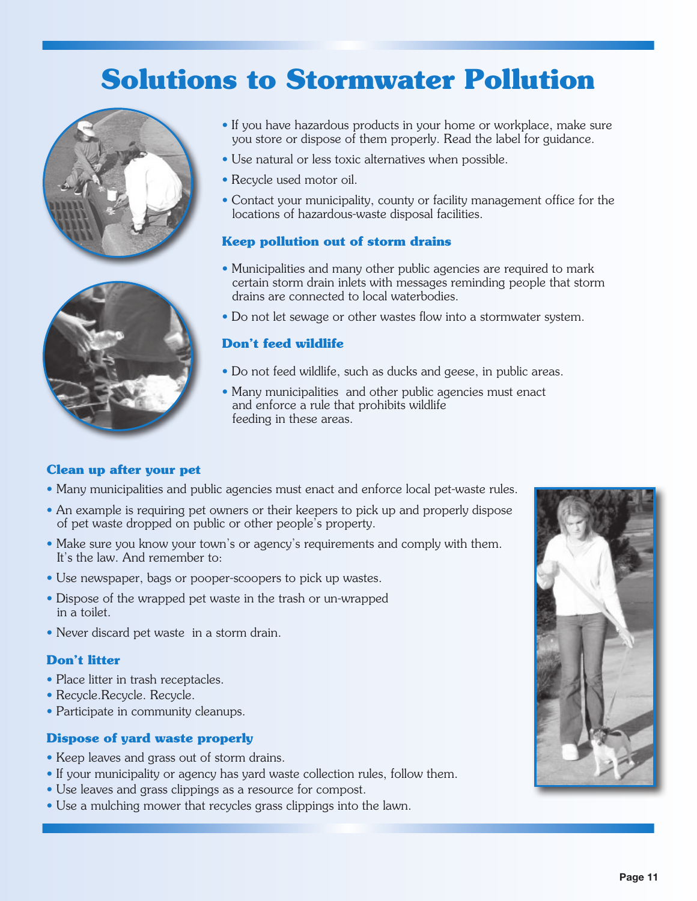# Solutions to Stormwater Pollution

- If you have hazardous products in your home or workplace, make sure you store or dispose of them properly. Read the label for guidance.
- Use natural or less toxic alternatives when possible.
- Recycle used motor oil.
- Contact your municipality, county or facility management office for the locations of hazardous-waste disposal facilities.

### Keep pollution out of storm drains

- Municipalities and many other public agencies are required to mark certain storm drain inlets with messages reminding people that storm drains are connected to local waterbodies.
- Do not let sewage or other wastes flow into a stormwater system.

### Don't feed wildlife

- Do not feed wildlife, such as ducks and geese, in public areas.
- Many municipalities and other public agencies must enact and enforce a rule that prohibits wildlife feeding in these areas.

### Clean up after your pet

- Many municipalities and public agencies must enact and enforce local pet-waste rules.
- An example is requiring pet owners or their keepers to pick up and properly dispose of pet waste dropped on public or other people's property.
- Make sure you know your town's or agency's requirements and comply with them. It's the law. And remember to:
- Use newspaper, bags or pooper-scoopers to pick up wastes.
- Dispose of the wrapped pet waste in the trash or un-wrapped in a toilet.
- Never discard pet waste in a storm drain.

### Don't litter

- Place litter in trash receptacles.
- Recycle.Recycle. Recycle.
- Participate in community cleanups.

### Dispose of yard waste properly

- Keep leaves and grass out of storm drains.
- If your municipality or agency has yard waste collection rules, follow them.
- Use leaves and grass clippings as a resource for compost.
- Use a mulching mower that recycles grass clippings into the lawn.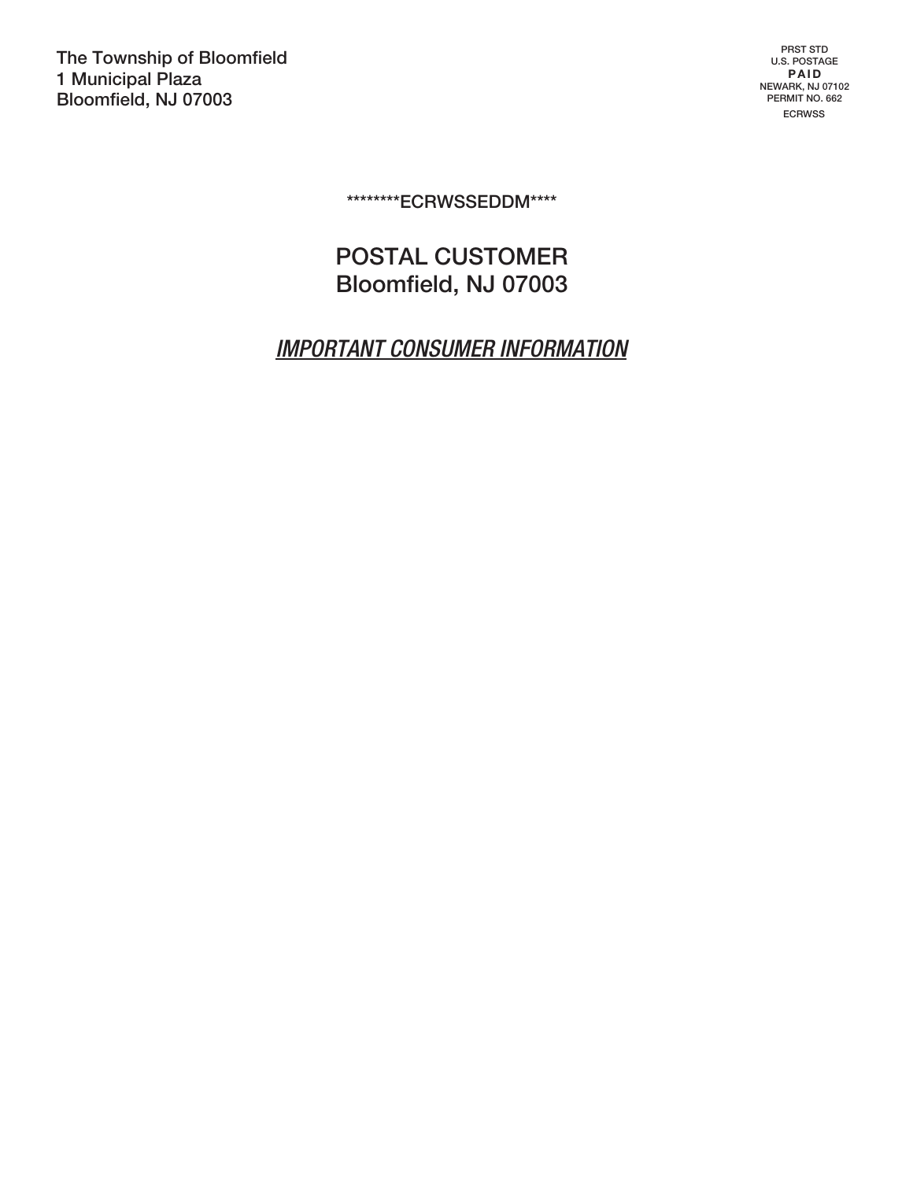The Township of Bloomfield
1 Municipal Plaza
Bloomfield, NJ 07003

PRST STD
U.S. POSTAGE
**PAID**
NEWARK, NJ 07102
PERMIT NO. 662
ECRWSS

********ECRWSSEDDM****

## POSTAL CUSTOMER
## Bloomfield, NJ 07003

## *IMPORTANT CONSUMER INFORMATION*